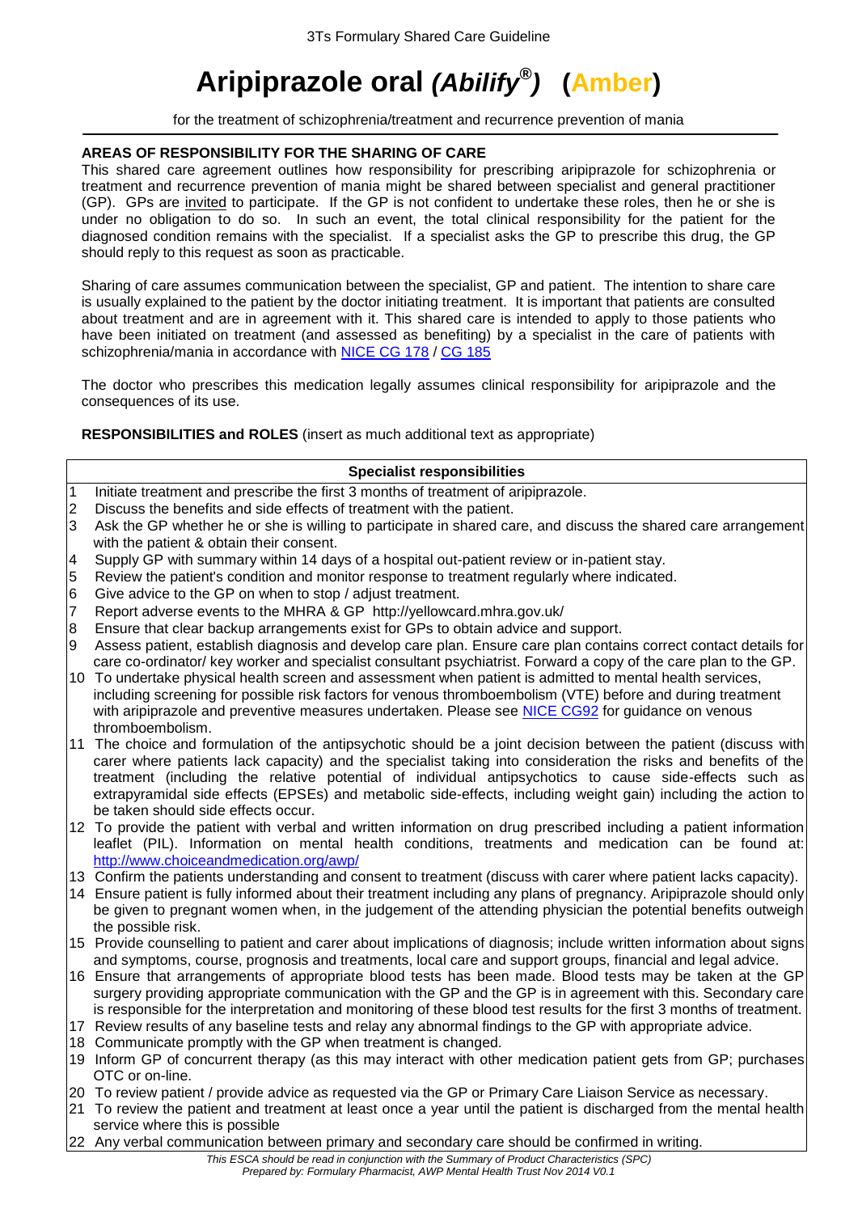# Aripiprazole oral *(Abilify®)* (Amber)

for the treatment of schizophrenia/treatment and recurrence prevention of mania

**AREAS OF RESPONSIBILITY FOR THE SHARING OF CARE**

This shared care agreement outlines how responsibility for prescribing aripiprazole for schizophrenia or treatment and recurrence prevention of mania might be shared between specialist and general practitioner (GP). GPs are invited to participate. If the GP is not confident to undertake these roles, then he or she is under no obligation to do so. In such an event, the total clinical responsibility for the patient for the diagnosed condition remains with the specialist. If a specialist asks the GP to prescribe this drug, the GP should reply to this request as soon as practicable.

Sharing of care assumes communication between the specialist, GP and patient. The intention to share care is usually explained to the patient by the doctor initiating treatment. It is important that patients are consulted about treatment and are in agreement with it. This shared care is intended to apply to those patients who have been initiated on treatment (and assessed as benefiting) by a specialist in the care of patients with schizophrenia/mania in accordance with NICE CG 178 / CG 185

The doctor who prescribes this medication legally assumes clinical responsibility for aripiprazole and the consequences of its use.

**RESPONSIBILITIES and ROLES** (insert as much additional text as appropriate)

| | **Specialist responsibilities** |
|---|---|
| 1 | Initiate treatment and prescribe the first 3 months of treatment of aripiprazole. |
| 2 | Discuss the benefits and side effects of treatment with the patient. |
| 3 | Ask the GP whether he or she is willing to participate in shared care, and discuss the shared care arrangement with the patient & obtain their consent. |
| 4 | Supply GP with summary within 14 days of a hospital out-patient review or in-patient stay. |
| 5 | Review the patient's condition and monitor response to treatment regularly where indicated. |
| 6 | Give advice to the GP on when to stop / adjust treatment. |
| 7 | Report adverse events to the MHRA & GP http://yellowcard.mhra.gov.uk/ |
| 8 | Ensure that clear backup arrangements exist for GPs to obtain advice and support. |
| 9 | Assess patient, establish diagnosis and develop care plan. Ensure care plan contains correct contact details for care co-ordinator/ key worker and specialist consultant psychiatrist. Forward a copy of the care plan to the GP. |
| 10 | To undertake physical health screen and assessment when patient is admitted to mental health services, including screening for possible risk factors for venous thromboembolism (VTE) before and during treatment with aripiprazole and preventive measures undertaken. Please see NICE CG92 for guidance on venous thromboembolism. |
| 11 | The choice and formulation of the antipsychotic should be a joint decision between the patient (discuss with carer where patients lack capacity) and the specialist taking into consideration the risks and benefits of the treatment (including the relative potential of individual antipsychotics to cause side-effects such as extrapyramidal side effects (EPSEs) and metabolic side-effects, including weight gain) including the action to be taken should side effects occur. |
| 12 | To provide the patient with verbal and written information on drug prescribed including a patient information leaflet (PIL). Information on mental health conditions, treatments and medication can be found at: http://www.choiceandmedication.org/awp/ |
| 13 | Confirm the patients understanding and consent to treatment (discuss with carer where patient lacks capacity). |
| 14 | Ensure patient is fully informed about their treatment including any plans of pregnancy. Aripiprazole should only be given to pregnant women when, in the judgement of the attending physician the potential benefits outweigh the possible risk. |
| 15 | Provide counselling to patient and carer about implications of diagnosis; include written information about signs and symptoms, course, prognosis and treatments, local care and support groups, financial and legal advice. |
| 16 | Ensure that arrangements of appropriate blood tests has been made. Blood tests may be taken at the GP surgery providing appropriate communication with the GP and the GP is in agreement with this. Secondary care is responsible for the interpretation and monitoring of these blood test results for the first 3 months of treatment. |
| 17 | Review results of any baseline tests and relay any abnormal findings to the GP with appropriate advice. |
| 18 | Communicate promptly with the GP when treatment is changed. |
| 19 | Inform GP of concurrent therapy (as this may interact with other medication patient gets from GP; purchases OTC or on-line. |
| 20 | To review patient / provide advice as requested via the GP or Primary Care Liaison Service as necessary. |
| 21 | To review the patient and treatment at least once a year until the patient is discharged from the mental health service where this is possible |
| 22 | Any verbal communication between primary and secondary care should be confirmed in writing. |

*This ESCA should be read in conjunction with the Summary of Product Characteristics (SPC)*
*Prepared by: Formulary Pharmacist, AWP Mental Health Trust Nov 2014 V0.1*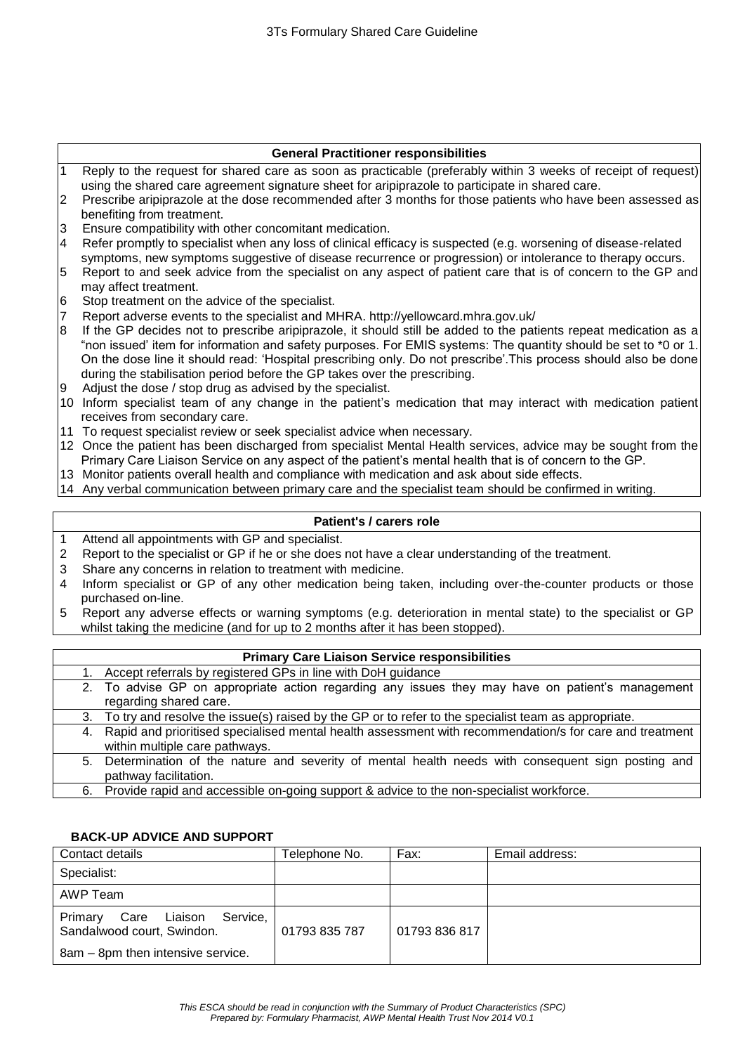| General Practitioner responsibilities |
|---|
| 1 Reply to the request for shared care as soon as practicable (preferably within 3 weeks of receipt of request) using the shared care agreement signature sheet for aripiprazole to participate in shared care. |
| 2 Prescribe aripiprazole at the dose recommended after 3 months for those patients who have been assessed as benefiting from treatment. |
| 3 Ensure compatibility with other concomitant medication. |
| 4 Refer promptly to specialist when any loss of clinical efficacy is suspected (e.g. worsening of disease-related symptoms, new symptoms suggestive of disease recurrence or progression) or intolerance to therapy occurs. |
| 5 Report to and seek advice from the specialist on any aspect of patient care that is of concern to the GP and may affect treatment. |
| 6 Stop treatment on the advice of the specialist. |
| 7 Report adverse events to the specialist and MHRA. http://yellowcard.mhra.gov.uk/ |
| 8 If the GP decides not to prescribe aripiprazole, it should still be added to the patients repeat medication as a "non issued" item for information and safety purposes. For EMIS systems: The quantity should be set to *0 or 1. On the dose line it should read: 'Hospital prescribing only. Do not prescribe'.This process should also be done during the stabilisation period before the GP takes over the prescribing. |
| 9 Adjust the dose / stop drug as advised by the specialist. |
| 10 Inform specialist team of any change in the patient's medication that may interact with medication patient receives from secondary care. |
| 11 To request specialist review or seek specialist advice when necessary. |
| 12 Once the patient has been discharged from specialist Mental Health services, advice may be sought from the Primary Care Liaison Service on any aspect of the patient's mental health that is of concern to the GP. |
| 13 Monitor patients overall health and compliance with medication and ask about side effects. |
| 14 Any verbal communication between primary care and the specialist team should be confirmed in writing. |

| Patient's / carers role |
|---|
| 1 Attend all appointments with GP and specialist. |
| 2 Report to the specialist or GP if he or she does not have a clear understanding of the treatment. |
| 3 Share any concerns in relation to treatment with medicine. |
| 4 Inform specialist or GP of any other medication being taken, including over-the-counter products or those purchased on-line. |
| 5 Report any adverse effects or warning symptoms (e.g. deterioration in mental state) to the specialist or GP whilst taking the medicine (and for up to 2 months after it has been stopped). |

| Primary Care Liaison Service responsibilities |
|---|
| 1. Accept referrals by registered GPs in line with DoH guidance |
| 2. To advise GP on appropriate action regarding any issues they may have on patient's management regarding shared care. |
| 3. To try and resolve the issue(s) raised by the GP or to refer to the specialist team as appropriate. |
| 4. Rapid and prioritised specialised mental health assessment with recommendation/s for care and treatment within multiple care pathways. |
| 5. Determination of the nature and severity of mental health needs with consequent sign posting and pathway facilitation. |
| 6. Provide rapid and accessible on-going support & advice to the non-specialist workforce. |

**BACK-UP ADVICE AND SUPPORT**

| Contact details | Telephone No. | Fax: | Email address: |
|---|---|---|---|
| Specialist: | | | |
| AWP Team | | | |
| Primary Care Liaison Service, Sandalwood court, Swindon.<br>8am – 8pm then intensive service. | 01793 835 787 | 01793 836 817 | |

*This ESCA should be read in conjunction with the Summary of Product Characteristics (SPC)*
*Prepared by: Formulary Pharmacist, AWP Mental Health Trust Nov 2014 V0.1*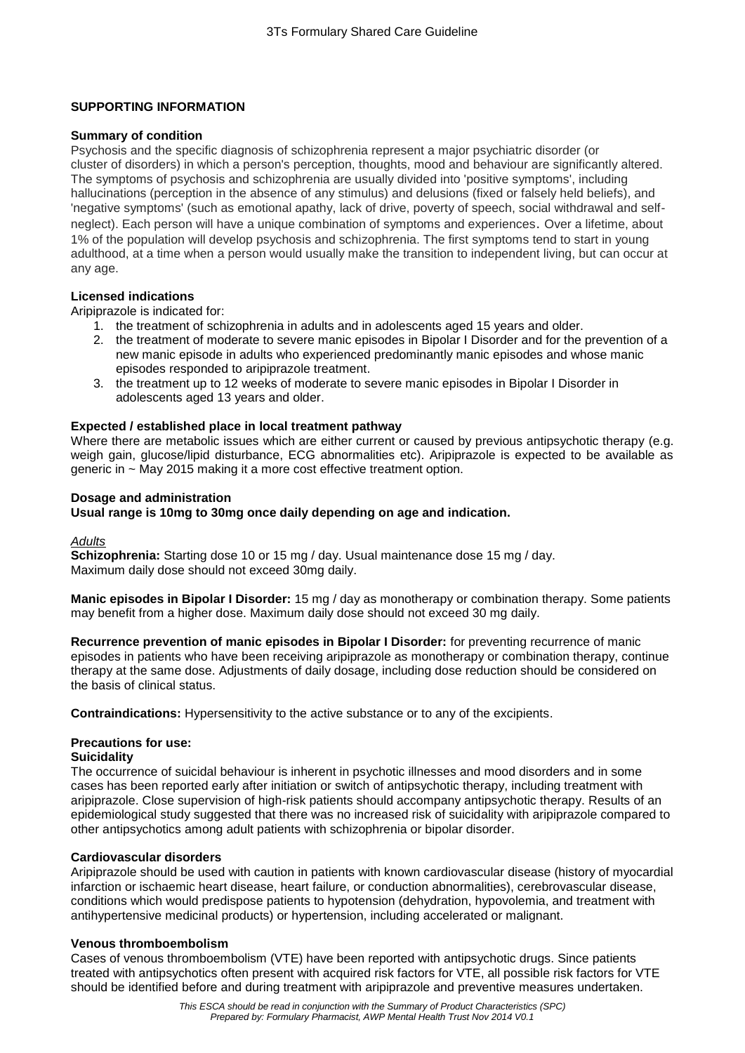## SUPPORTING INFORMATION

### Summary of condition

Psychosis and the specific diagnosis of schizophrenia represent a major psychiatric disorder (or cluster of disorders) in which a person's perception, thoughts, mood and behaviour are significantly altered. The symptoms of psychosis and schizophrenia are usually divided into 'positive symptoms', including hallucinations (perception in the absence of any stimulus) and delusions (fixed or falsely held beliefs), and 'negative symptoms' (such as emotional apathy, lack of drive, poverty of speech, social withdrawal and self-neglect). Each person will have a unique combination of symptoms and experiences. Over a lifetime, about 1% of the population will develop psychosis and schizophrenia. The first symptoms tend to start in young adulthood, at a time when a person would usually make the transition to independent living, but can occur at any age.

### Licensed indications

Aripiprazole is indicated for:

1. the treatment of schizophrenia in adults and in adolescents aged 15 years and older.
2. the treatment of moderate to severe manic episodes in Bipolar I Disorder and for the prevention of a new manic episode in adults who experienced predominantly manic episodes and whose manic episodes responded to aripiprazole treatment.
3. the treatment up to 12 weeks of moderate to severe manic episodes in Bipolar I Disorder in adolescents aged 13 years and older.

### Expected / established place in local treatment pathway

Where there are metabolic issues which are either current or caused by previous antipsychotic therapy (e.g. weigh gain, glucose/lipid disturbance, ECG abnormalities etc). Aripiprazole is expected to be available as generic in ~ May 2015 making it a more cost effective treatment option.

### Dosage and administration

**Usual range is 10mg to 30mg once daily depending on age and indication.**

*Adults*

**Schizophrenia:** Starting dose 10 or 15 mg / day. Usual maintenance dose 15 mg / day. Maximum daily dose should not exceed 30mg daily.

**Manic episodes in Bipolar I Disorder:** 15 mg / day as monotherapy or combination therapy. Some patients may benefit from a higher dose. Maximum daily dose should not exceed 30 mg daily.

**Recurrence prevention of manic episodes in Bipolar I Disorder:** for preventing recurrence of manic episodes in patients who have been receiving aripiprazole as monotherapy or combination therapy, continue therapy at the same dose. Adjustments of daily dosage, including dose reduction should be considered on the basis of clinical status.

**Contraindications:** Hypersensitivity to the active substance or to any of the excipients.

### Precautions for use:

**Suicidality**

The occurrence of suicidal behaviour is inherent in psychotic illnesses and mood disorders and in some cases has been reported early after initiation or switch of antipsychotic therapy, including treatment with aripiprazole. Close supervision of high-risk patients should accompany antipsychotic therapy. Results of an epidemiological study suggested that there was no increased risk of suicidality with aripiprazole compared to other antipsychotics among adult patients with schizophrenia or bipolar disorder.

**Cardiovascular disorders**

Aripiprazole should be used with caution in patients with known cardiovascular disease (history of myocardial infarction or ischaemic heart disease, heart failure, or conduction abnormalities), cerebrovascular disease, conditions which would predispose patients to hypotension (dehydration, hypovolemia, and treatment with antihypertensive medicinal products) or hypertension, including accelerated or malignant.

**Venous thromboembolism**

Cases of venous thromboembolism (VTE) have been reported with antipsychotic drugs. Since patients treated with antipsychotics often present with acquired risk factors for VTE, all possible risk factors for VTE should be identified before and during treatment with aripiprazole and preventive measures undertaken.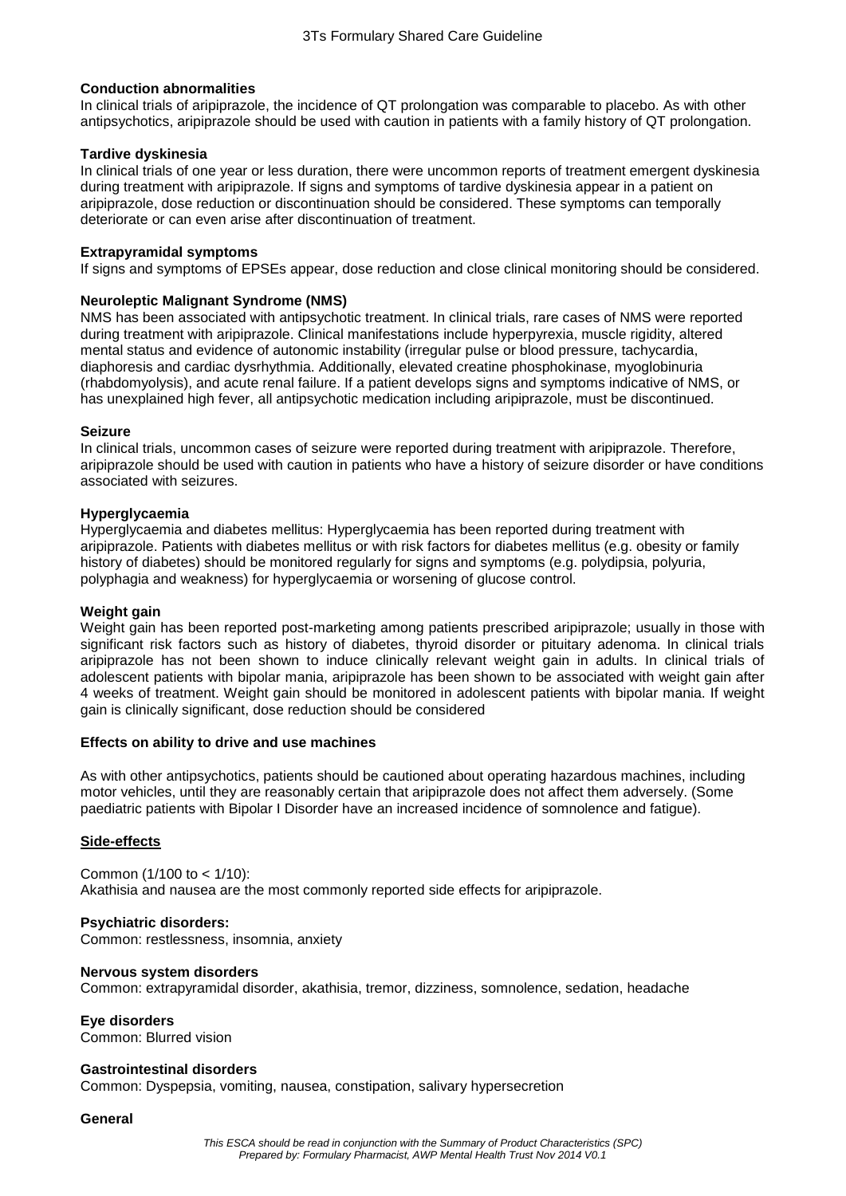**Conduction abnormalities**

In clinical trials of aripiprazole, the incidence of QT prolongation was comparable to placebo. As with other antipsychotics, aripiprazole should be used with caution in patients with a family history of QT prolongation.

**Tardive dyskinesia**

In clinical trials of one year or less duration, there were uncommon reports of treatment emergent dyskinesia during treatment with aripiprazole. If signs and symptoms of tardive dyskinesia appear in a patient on aripiprazole, dose reduction or discontinuation should be considered. These symptoms can temporally deteriorate or can even arise after discontinuation of treatment.

**Extrapyramidal symptoms**

If signs and symptoms of EPSEs appear, dose reduction and close clinical monitoring should be considered.

**Neuroleptic Malignant Syndrome (NMS)**

NMS has been associated with antipsychotic treatment. In clinical trials, rare cases of NMS were reported during treatment with aripiprazole. Clinical manifestations include hyperpyrexia, muscle rigidity, altered mental status and evidence of autonomic instability (irregular pulse or blood pressure, tachycardia, diaphoresis and cardiac dysrhythmia. Additionally, elevated creatine phosphokinase, myoglobinuria (rhabdomyolysis), and acute renal failure. If a patient develops signs and symptoms indicative of NMS, or has unexplained high fever, all antipsychotic medication including aripiprazole, must be discontinued.

**Seizure**

In clinical trials, uncommon cases of seizure were reported during treatment with aripiprazole. Therefore, aripiprazole should be used with caution in patients who have a history of seizure disorder or have conditions associated with seizures.

**Hyperglycaemia**

Hyperglycaemia and diabetes mellitus: Hyperglycaemia has been reported during treatment with aripiprazole. Patients with diabetes mellitus or with risk factors for diabetes mellitus (e.g. obesity or family history of diabetes) should be monitored regularly for signs and symptoms (e.g. polydipsia, polyuria, polyphagia and weakness) for hyperglycaemia or worsening of glucose control.

**Weight gain**

Weight gain has been reported post-marketing among patients prescribed aripiprazole; usually in those with significant risk factors such as history of diabetes, thyroid disorder or pituitary adenoma. In clinical trials aripiprazole has not been shown to induce clinically relevant weight gain in adults. In clinical trials of adolescent patients with bipolar mania, aripiprazole has been shown to be associated with weight gain after 4 weeks of treatment. Weight gain should be monitored in adolescent patients with bipolar mania. If weight gain is clinically significant, dose reduction should be considered

**Effects on ability to drive and use machines**

As with other antipsychotics, patients should be cautioned about operating hazardous machines, including motor vehicles, until they are reasonably certain that aripiprazole does not affect them adversely. (Some paediatric patients with Bipolar I Disorder have an increased incidence of somnolence and fatigue).

**Side-effects**

Common (1/100 to < 1/10):
Akathisia and nausea are the most commonly reported side effects for aripiprazole.

**Psychiatric disorders:**
Common: restlessness, insomnia, anxiety

**Nervous system disorders**
Common: extrapyramidal disorder, akathisia, tremor, dizziness, somnolence, sedation, headache

**Eye disorders**
Common: Blurred vision

**Gastrointestinal disorders**
Common: Dyspepsia, vomiting, nausea, constipation, salivary hypersecretion

**General**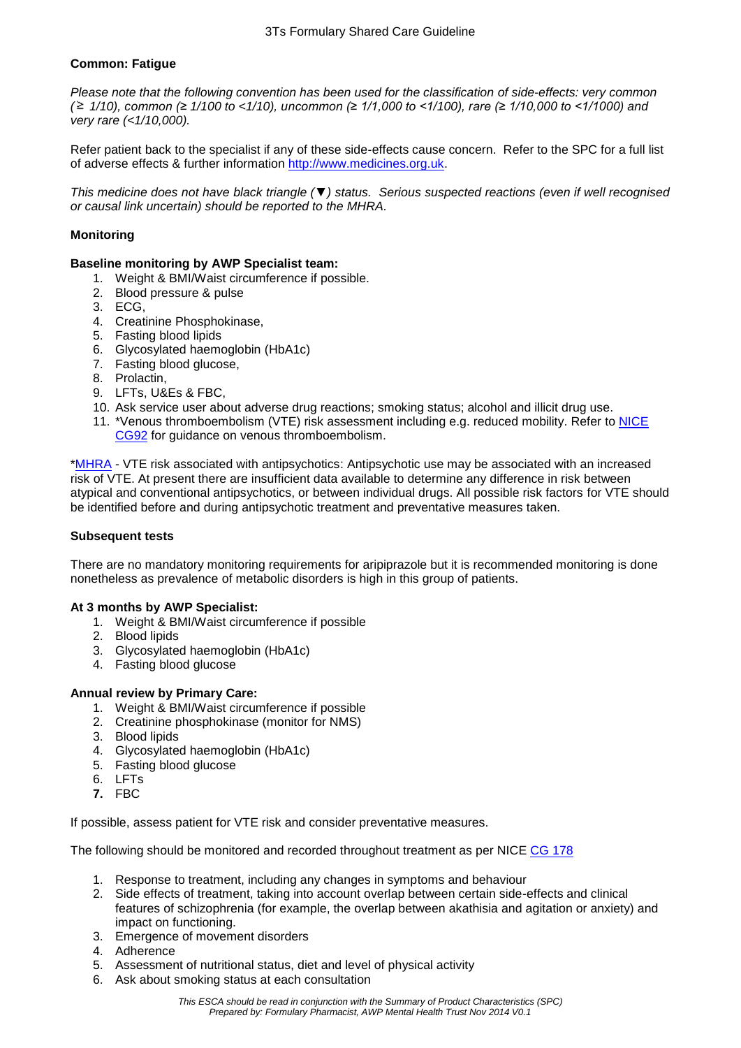**Common: Fatigue**

*Please note that the following convention has been used for the classification of side-effects: very common (≥ 1/10), common (≥ 1/100 to <1/10), uncommon (≥ 1/1,000 to <1/100), rare (≥ 1/10,000 to <1/1000) and very rare (<1/10,000).*

Refer patient back to the specialist if any of these side-effects cause concern. Refer to the SPC for a full list of adverse effects & further information http://www.medicines.org.uk.

*This medicine does not have black triangle (▼) status. Serious suspected reactions (even if well recognised or causal link uncertain) should be reported to the MHRA.*

**Monitoring**

**Baseline monitoring by AWP Specialist team:**

1. Weight & BMI/Waist circumference if possible.
2. Blood pressure & pulse
3. ECG,
4. Creatinine Phosphokinase,
5. Fasting blood lipids
6. Glycosylated haemoglobin (HbA1c)
7. Fasting blood glucose,
8. Prolactin,
9. LFTs, U&Es & FBC,
10. Ask service user about adverse drug reactions; smoking status; alcohol and illicit drug use.
11. *Venous thromboembolism (VTE) risk assessment including e.g. reduced mobility. Refer to NICE CG92 for guidance on venous thromboembolism.

*MHRA - VTE risk associated with antipsychotics: Antipsychotic use may be associated with an increased risk of VTE. At present there are insufficient data available to determine any difference in risk between atypical and conventional antipsychotics, or between individual drugs. All possible risk factors for VTE should be identified before and during antipsychotic treatment and preventative measures taken.

**Subsequent tests**

There are no mandatory monitoring requirements for aripiprazole but it is recommended monitoring is done nonetheless as prevalence of metabolic disorders is high in this group of patients.

**At 3 months by AWP Specialist:**

1. Weight & BMI/Waist circumference if possible
2. Blood lipids
3. Glycosylated haemoglobin (HbA1c)
4. Fasting blood glucose

**Annual review by Primary Care:**

1. Weight & BMI/Waist circumference if possible
2. Creatinine phosphokinase (monitor for NMS)
3. Blood lipids
4. Glycosylated haemoglobin (HbA1c)
5. Fasting blood glucose
6. LFTs
7. FBC

If possible, assess patient for VTE risk and consider preventative measures.

The following should be monitored and recorded throughout treatment as per NICE CG 178

1. Response to treatment, including any changes in symptoms and behaviour
2. Side effects of treatment, taking into account overlap between certain side-effects and clinical features of schizophrenia (for example, the overlap between akathisia and agitation or anxiety) and impact on functioning.
3. Emergence of movement disorders
4. Adherence
5. Assessment of nutritional status, diet and level of physical activity
6. Ask about smoking status at each consultation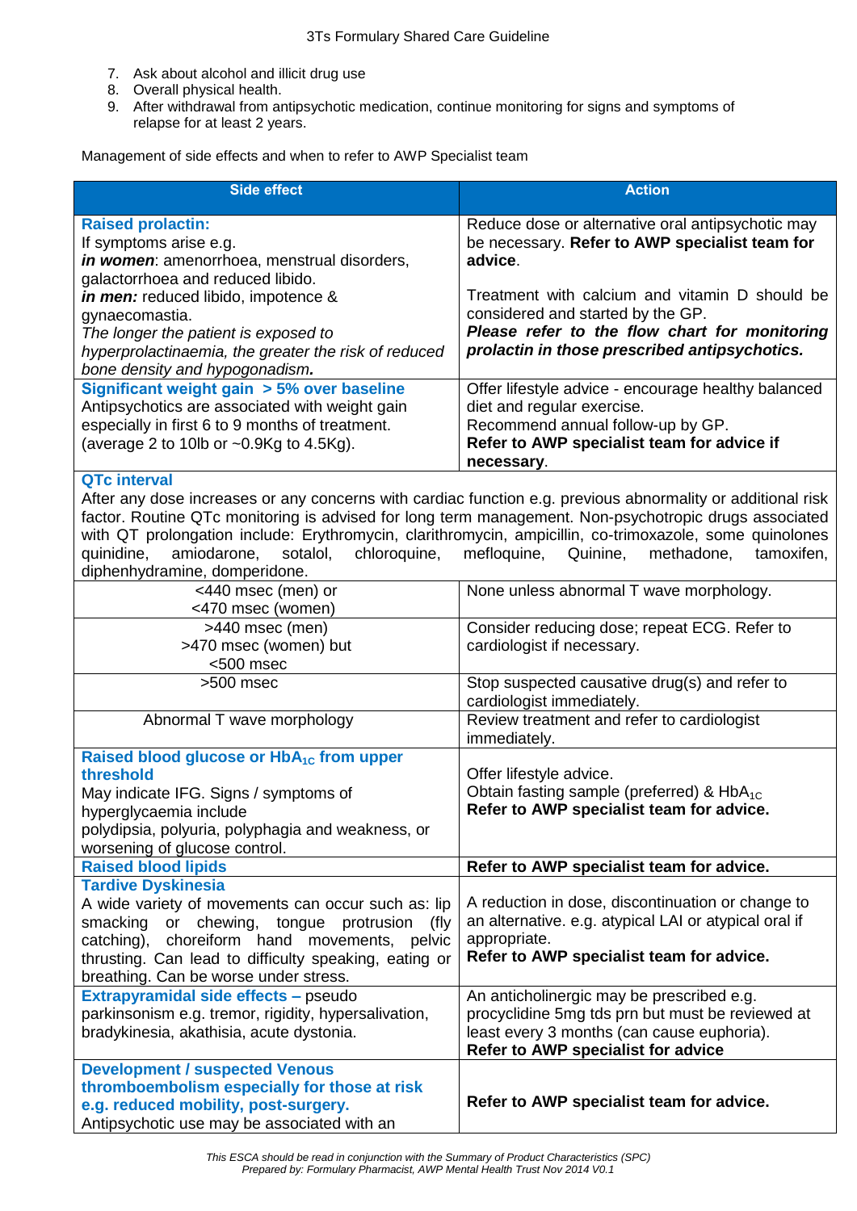7. Ask about alcohol and illicit drug use
8. Overall physical health.
9. After withdrawal from antipsychotic medication, continue monitoring for signs and symptoms of relapse for at least 2 years.

Management of side effects and when to refer to AWP Specialist team

| Side effect | Action |
|---|---|
| **Raised prolactin:** If symptoms arise e.g. ***in women***: amenorrhoea, menstrual disorders, galactorrhoea and reduced libido. ***in men:*** reduced libido, impotence & gynaecomastia. *The longer the patient is exposed to hyperprolactinaemia, the greater the risk of reduced bone density and hypogonadism.* | Reduce dose or alternative oral antipsychotic may be necessary. **Refer to AWP specialist team for advice**. Treatment with calcium and vitamin D should be considered and started by the GP. ***Please refer to the flow chart for monitoring prolactin in those prescribed antipsychotics.*** |
| **Significant weight gain > 5% over baseline** Antipsychotics are associated with weight gain especially in first 6 to 9 months of treatment. (average 2 to 10lb or ~0.9Kg to 4.5Kg). | Offer lifestyle advice - encourage healthy balanced diet and regular exercise. Recommend annual follow-up by GP. **Refer to AWP specialist team for advice if necessary**. |
| **QTc interval** After any dose increases or any concerns with cardiac function e.g. previous abnormality or additional risk factor. Routine QTc monitoring is advised for long term management. Non-psychotropic drugs associated with QT prolongation include: Erythromycin, clarithromycin, ampicillin, co-trimoxazole, some quinolones quinidine, amiodarone, sotalol, chloroquine, mefloquine, Quinine, methadone, tamoxifen, diphenhydramine, domperidone. | |
| <440 msec (men) or <470 msec (women) | None unless abnormal T wave morphology. |
| >440 msec (men) >470 msec (women) but <500 msec | Consider reducing dose; repeat ECG. Refer to cardiologist if necessary. |
| >500 msec | Stop suspected causative drug(s) and refer to cardiologist immediately. |
| Abnormal T wave morphology | Review treatment and refer to cardiologist immediately. |
| **Raised blood glucose or $HbA_{1C}$ from upper threshold** May indicate IFG. Signs / symptoms of hyperglycaemia include polydipsia, polyuria, polyphagia and weakness, or worsening of glucose control. | Offer lifestyle advice. Obtain fasting sample (preferred) & $HbA_{1C}$ **Refer to AWP specialist team for advice.** |
| **Raised blood lipids** | **Refer to AWP specialist team for advice.** |
| **Tardive Dyskinesia** A wide variety of movements can occur such as: lip smacking or chewing, tongue protrusion (fly catching), choreiform hand movements, pelvic thrusting. Can lead to difficulty speaking, eating or breathing. Can be worse under stress. | A reduction in dose, discontinuation or change to an alternative. e.g. atypical LAI or atypical oral if appropriate. **Refer to AWP specialist team for advice.** |
| **Extrapyramidal side effects –** pseudo parkinsonism e.g. tremor, rigidity, hypersalivation, bradykinesia, akathisia, acute dystonia. | An anticholinergic may be prescribed e.g. procyclidine 5mg tds prn but must be reviewed at least every 3 months (can cause euphoria). **Refer to AWP specialist for advice** |
| **Development / suspected Venous thromboembolism especially for those at risk e.g. reduced mobility, post-surgery.** Antipsychotic use may be associated with an | **Refer to AWP specialist team for advice.** |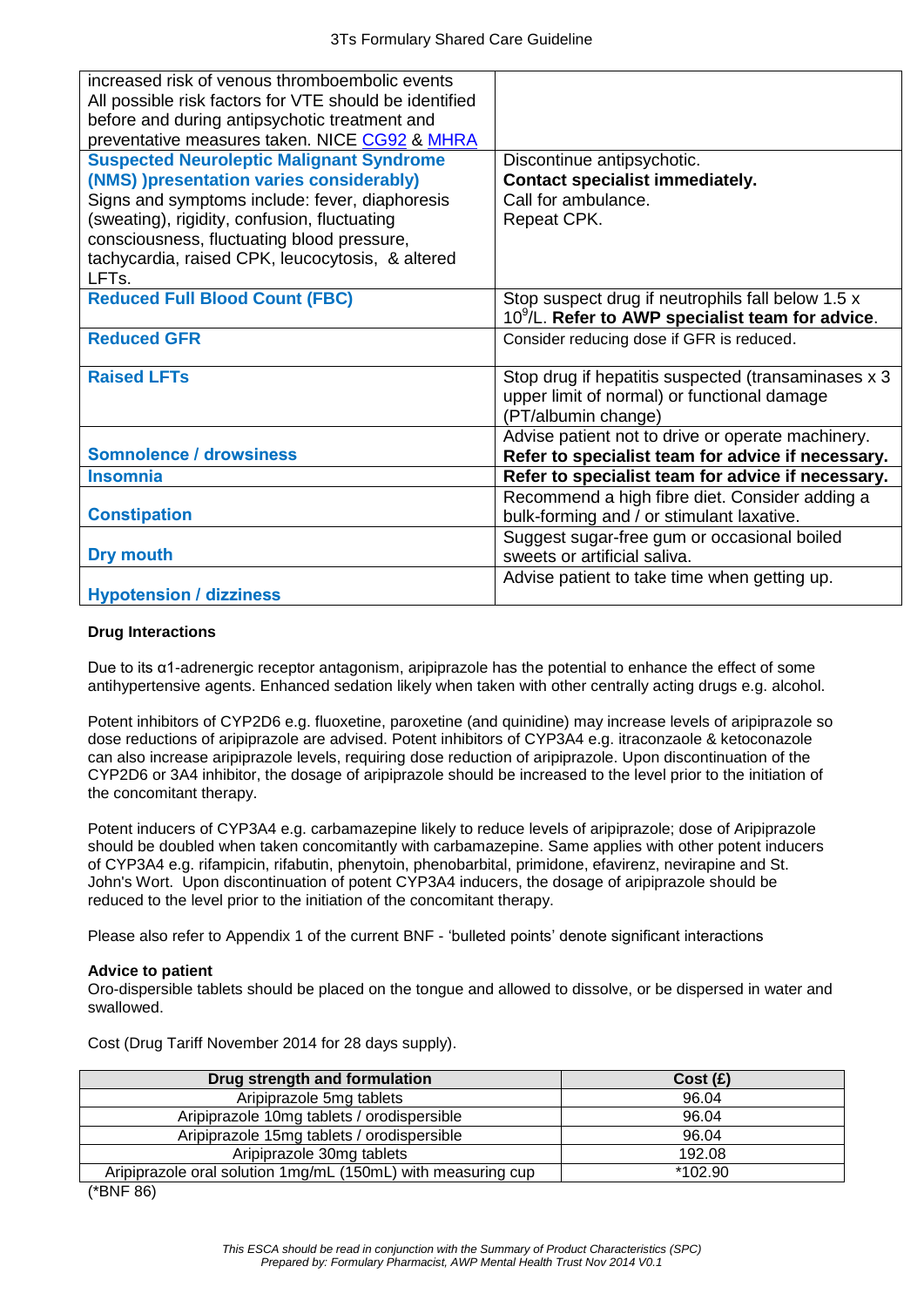| | |
|---|---|
| increased risk of venous thromboembolic events All possible risk factors for VTE should be identified before and during antipsychotic treatment and preventative measures taken. NICE CG92 & MHRA | |
| **Suspected Neuroleptic Malignant Syndrome (NMS) )presentation varies considerably)** Signs and symptoms include: fever, diaphoresis (sweating), rigidity, confusion, fluctuating consciousness, fluctuating blood pressure, tachycardia, raised CPK, leucocytosis, & altered LFTs. | Discontinue antipsychotic. **Contact specialist immediately.** Call for ambulance. Repeat CPK. |
| **Reduced Full Blood Count (FBC)** | Stop suspect drug if neutrophils fall below 1.5 x $10^9$/L. **Refer to AWP specialist team for advice**. |
| **Reduced GFR** | Consider reducing dose if GFR is reduced. |
| **Raised LFTs** | Stop drug if hepatitis suspected (transaminases x 3 upper limit of normal) or functional damage (PT/albumin change) |
| **Somnolence / drowsiness** | Advise patient not to drive or operate machinery. **Refer to specialist team for advice if necessary.** |
| **Insomnia** | **Refer to specialist team for advice if necessary.** |
| **Constipation** | Recommend a high fibre diet. Consider adding a bulk-forming and / or stimulant laxative. |
| **Dry mouth** | Suggest sugar-free gum or occasional boiled sweets or artificial saliva. |
| **Hypotension / dizziness** | Advise patient to take time when getting up. |

**Drug Interactions**

Due to its α1-adrenergic receptor antagonism, aripiprazole has the potential to enhance the effect of some antihypertensive agents. Enhanced sedation likely when taken with other centrally acting drugs e.g. alcohol.

Potent inhibitors of CYP2D6 e.g. fluoxetine, paroxetine (and quinidine) may increase levels of aripiprazole so dose reductions of aripiprazole are advised. Potent inhibitors of CYP3A4 e.g. itraconzaole & ketoconazole can also increase aripiprazole levels, requiring dose reduction of aripiprazole. Upon discontinuation of the CYP2D6 or 3A4 inhibitor, the dosage of aripiprazole should be increased to the level prior to the initiation of the concomitant therapy.

Potent inducers of CYP3A4 e.g. carbamazepine likely to reduce levels of aripiprazole; dose of Aripiprazole should be doubled when taken concomitantly with carbamazepine. Same applies with other potent inducers of CYP3A4 e.g. rifampicin, rifabutin, phenytoin, phenobarbital, primidone, efavirenz, nevirapine and St. John's Wort. Upon discontinuation of potent CYP3A4 inducers, the dosage of aripiprazole should be reduced to the level prior to the initiation of the concomitant therapy.

Please also refer to Appendix 1 of the current BNF - 'bulleted points' denote significant interactions

**Advice to patient**

Oro-dispersible tablets should be placed on the tongue and allowed to dissolve, or be dispersed in water and swallowed.

Cost (Drug Tariff November 2014 for 28 days supply).

| Drug strength and formulation | Cost (£) |
|---|---|
| Aripiprazole 5mg tablets | 96.04 |
| Aripiprazole 10mg tablets / orodispersible | 96.04 |
| Aripiprazole 15mg tablets / orodispersible | 96.04 |
| Aripiprazole 30mg tablets | 192.08 |
| Aripiprazole oral solution 1mg/mL (150mL) with measuring cup | *102.90 |

(*BNF 86)

*This ESCA should be read in conjunction with the Summary of Product Characteristics (SPC)*
*Prepared by: Formulary Pharmacist, AWP Mental Health Trust Nov 2014 V0.1*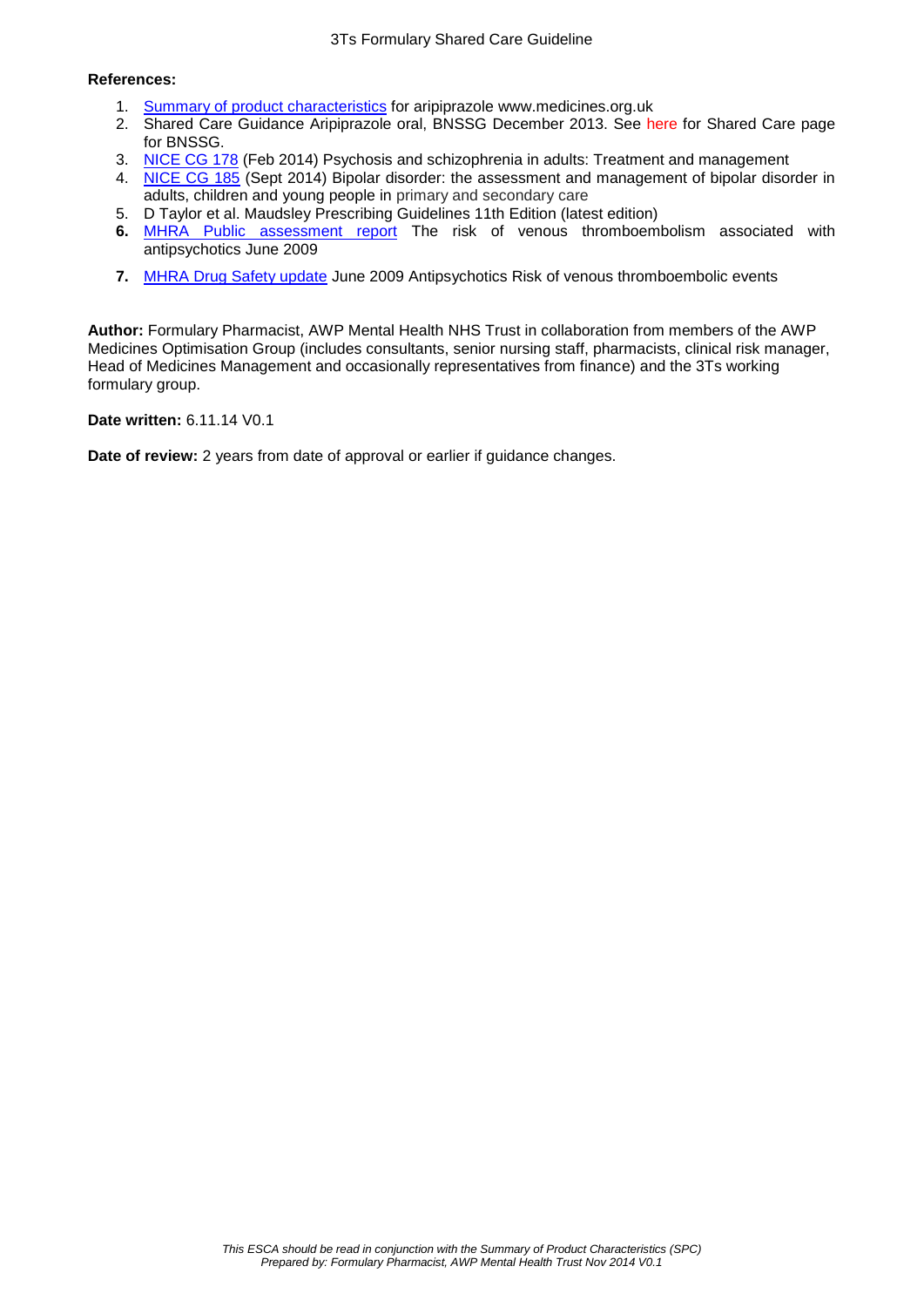**References:**

1. Summary of product characteristics for aripiprazole www.medicines.org.uk
2. Shared Care Guidance Aripiprazole oral, BNSSG December 2013. See here for Shared Care page for BNSSG.
3. NICE CG 178 (Feb 2014) Psychosis and schizophrenia in adults: Treatment and management
4. NICE CG 185 (Sept 2014) Bipolar disorder: the assessment and management of bipolar disorder in adults, children and young people in primary and secondary care
5. D Taylor et al. Maudsley Prescribing Guidelines 11th Edition (latest edition)
6. MHRA Public assessment report The risk of venous thromboembolism associated with antipsychotics June 2009
7. MHRA Drug Safety update June 2009 Antipsychotics Risk of venous thromboembolic events

**Author:** Formulary Pharmacist, AWP Mental Health NHS Trust in collaboration from members of the AWP Medicines Optimisation Group (includes consultants, senior nursing staff, pharmacists, clinical risk manager, Head of Medicines Management and occasionally representatives from finance) and the 3Ts working formulary group.

**Date written:** 6.11.14 V0.1

**Date of review:** 2 years from date of approval or earlier if guidance changes.

*This ESCA should be read in conjunction with the Summary of Product Characteristics (SPC)*
*Prepared by: Formulary Pharmacist, AWP Mental Health Trust Nov 2014 V0.1*